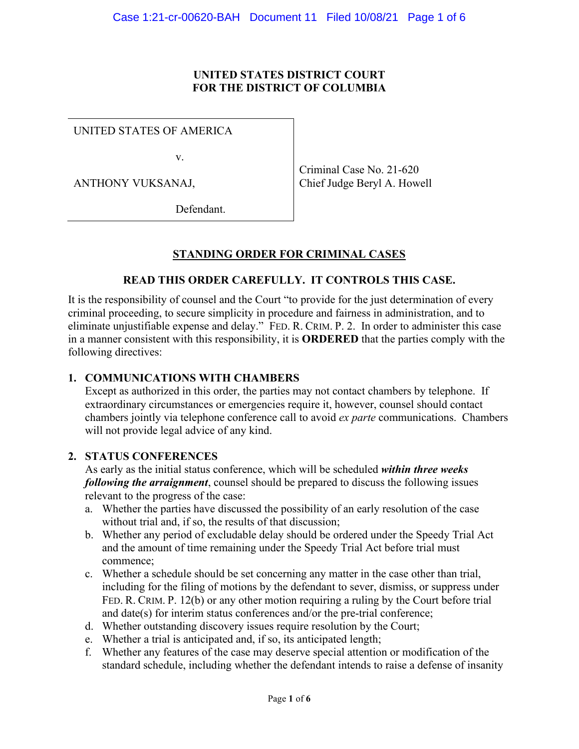**UNITED STATES DISTRICT COURT**
**FOR THE DISTRICT OF COLUMBIA**

UNITED STATES OF AMERICA

v.

ANTHONY VUKSANAJ,

Defendant.

Criminal Case No. 21-620
Chief Judge Beryl A. Howell

## STANDING ORDER FOR CRIMINAL CASES

### READ THIS ORDER CAREFULLY. IT CONTROLS THIS CASE.

It is the responsibility of counsel and the Court "to provide for the just determination of every criminal proceeding, to secure simplicity in procedure and fairness in administration, and to eliminate unjustifiable expense and delay." FED. R. CRIM. P. 2. In order to administer this case in a manner consistent with this responsibility, it is **ORDERED** that the parties comply with the following directives:

**1. COMMUNICATIONS WITH CHAMBERS**

Except as authorized in this order, the parties may not contact chambers by telephone. If extraordinary circumstances or emergencies require it, however, counsel should contact chambers jointly via telephone conference call to avoid *ex parte* communications. Chambers will not provide legal advice of any kind.

**2. STATUS CONFERENCES**

As early as the initial status conference, which will be scheduled ***within three weeks following the arraignment***, counsel should be prepared to discuss the following issues relevant to the progress of the case:

a. Whether the parties have discussed the possibility of an early resolution of the case without trial and, if so, the results of that discussion;
b. Whether any period of excludable delay should be ordered under the Speedy Trial Act and the amount of time remaining under the Speedy Trial Act before trial must commence;
c. Whether a schedule should be set concerning any matter in the case other than trial, including for the filing of motions by the defendant to sever, dismiss, or suppress under FED. R. CRIM. P. 12(b) or any other motion requiring a ruling by the Court before trial and date(s) for interim status conferences and/or the pre-trial conference;
d. Whether outstanding discovery issues require resolution by the Court;
e. Whether a trial is anticipated and, if so, its anticipated length;
f. Whether any features of the case may deserve special attention or modification of the standard schedule, including whether the defendant intends to raise a defense of insanity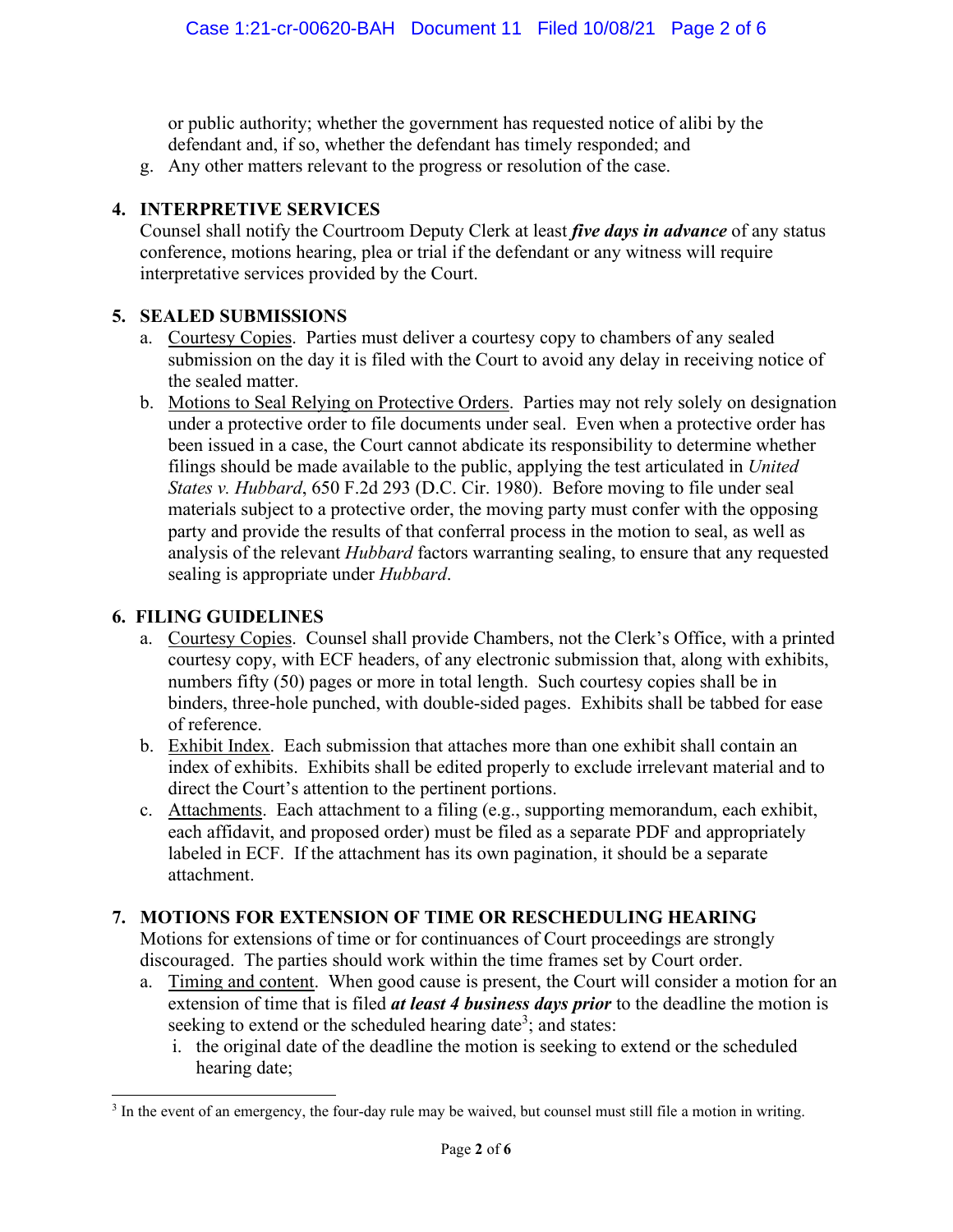or public authority; whether the government has requested notice of alibi by the defendant and, if so, whether the defendant has timely responded; and

g. Any other matters relevant to the progress or resolution of the case.

**4. INTERPRETIVE SERVICES**

Counsel shall notify the Courtroom Deputy Clerk at least ***five days in advance*** of any status conference, motions hearing, plea or trial if the defendant or any witness will require interpretative services provided by the Court.

**5. SEALED SUBMISSIONS**

a. Courtesy Copies. Parties must deliver a courtesy copy to chambers of any sealed submission on the day it is filed with the Court to avoid any delay in receiving notice of the sealed matter.

b. Motions to Seal Relying on Protective Orders. Parties may not rely solely on designation under a protective order to file documents under seal. Even when a protective order has been issued in a case, the Court cannot abdicate its responsibility to determine whether filings should be made available to the public, applying the test articulated in *United States v. Hubbard*, 650 F.2d 293 (D.C. Cir. 1980). Before moving to file under seal materials subject to a protective order, the moving party must confer with the opposing party and provide the results of that conferral process in the motion to seal, as well as analysis of the relevant *Hubbard* factors warranting sealing, to ensure that any requested sealing is appropriate under *Hubbard*.

**6. FILING GUIDELINES**

a. Courtesy Copies. Counsel shall provide Chambers, not the Clerk's Office, with a printed courtesy copy, with ECF headers, of any electronic submission that, along with exhibits, numbers fifty (50) pages or more in total length. Such courtesy copies shall be in binders, three-hole punched, with double-sided pages. Exhibits shall be tabbed for ease of reference.

b. Exhibit Index. Each submission that attaches more than one exhibit shall contain an index of exhibits. Exhibits shall be edited properly to exclude irrelevant material and to direct the Court's attention to the pertinent portions.

c. Attachments. Each attachment to a filing (e.g., supporting memorandum, each exhibit, each affidavit, and proposed order) must be filed as a separate PDF and appropriately labeled in ECF. If the attachment has its own pagination, it should be a separate attachment.

**7. MOTIONS FOR EXTENSION OF TIME OR RESCHEDULING HEARING**

Motions for extensions of time or for continuances of Court proceedings are strongly discouraged. The parties should work within the time frames set by Court order.

a. Timing and content. When good cause is present, the Court will consider a motion for an extension of time that is filed ***at least 4 business days prior*** to the deadline the motion is seeking to extend or the scheduled hearing date[3]; and states:

   i. the original date of the deadline the motion is seeking to extend or the scheduled hearing date;

[3] In the event of an emergency, the four-day rule may be waived, but counsel must still file a motion in writing.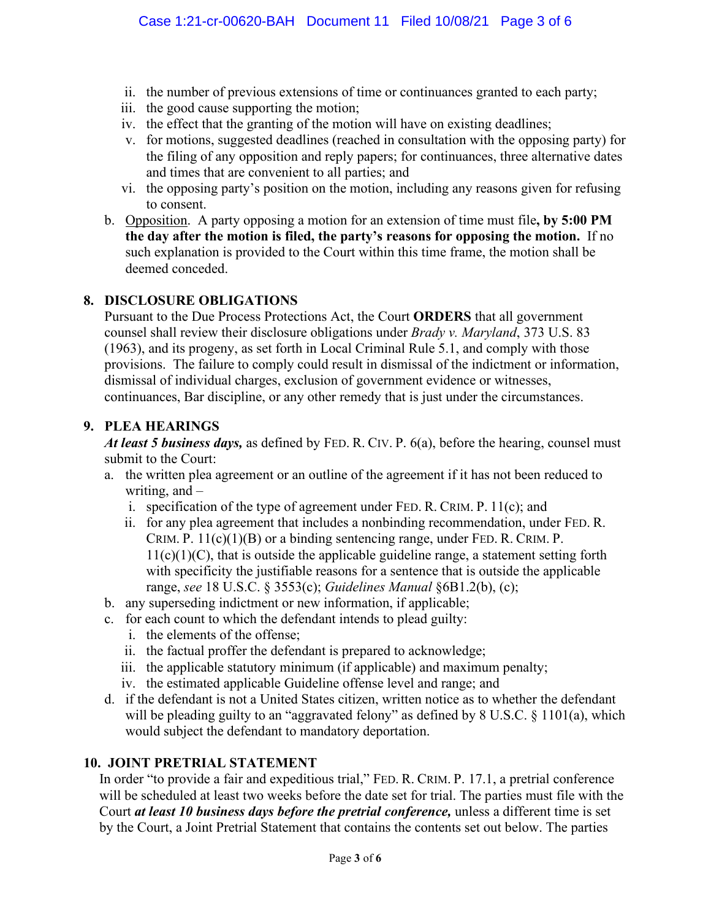ii. the number of previous extensions of time or continuances granted to each party;
   iii. the good cause supporting the motion;
   iv. the effect that the granting of the motion will have on existing deadlines;
   v. for motions, suggested deadlines (reached in consultation with the opposing party) for the filing of any opposition and reply papers; for continuances, three alternative dates and times that are convenient to all parties; and
   vi. the opposing party's position on the motion, including any reasons given for refusing to consent.

b. Opposition. A party opposing a motion for an extension of time must file**, by 5:00 PM the day after the motion is filed, the party's reasons for opposing the motion.** If no such explanation is provided to the Court within this time frame, the motion shall be deemed conceded.

## 8. DISCLOSURE OBLIGATIONS

Pursuant to the Due Process Protections Act, the Court **ORDERS** that all government counsel shall review their disclosure obligations under *Brady v. Maryland*, 373 U.S. 83 (1963), and its progeny, as set forth in Local Criminal Rule 5.1, and comply with those provisions. The failure to comply could result in dismissal of the indictment or information, dismissal of individual charges, exclusion of government evidence or witnesses, continuances, Bar discipline, or any other remedy that is just under the circumstances.

## 9. PLEA HEARINGS

***At least 5 business days,*** as defined by FED. R. CIV. P. 6(a), before the hearing, counsel must submit to the Court:

a. the written plea agreement or an outline of the agreement if it has not been reduced to writing, and –
   i. specification of the type of agreement under FED. R. CRIM. P. 11(c); and
   ii. for any plea agreement that includes a nonbinding recommendation, under FED. R. CRIM. P. 11(c)(1)(B) or a binding sentencing range, under FED. R. CRIM. P. 11(c)(1)(C), that is outside the applicable guideline range, a statement setting forth with specificity the justifiable reasons for a sentence that is outside the applicable range, *see* 18 U.S.C. § 3553(c); *Guidelines Manual* §6B1.2(b), (c);

b. any superseding indictment or new information, if applicable;

c. for each count to which the defendant intends to plead guilty:
   i. the elements of the offense;
   ii. the factual proffer the defendant is prepared to acknowledge;
   iii. the applicable statutory minimum (if applicable) and maximum penalty;
   iv. the estimated applicable Guideline offense level and range; and

d. if the defendant is not a United States citizen, written notice as to whether the defendant will be pleading guilty to an "aggravated felony" as defined by 8 U.S.C. § 1101(a), which would subject the defendant to mandatory deportation.

## 10. JOINT PRETRIAL STATEMENT

In order "to provide a fair and expeditious trial," FED. R. CRIM. P. 17.1, a pretrial conference will be scheduled at least two weeks before the date set for trial. The parties must file with the Court ***at least 10 business days before the pretrial conference,*** unless a different time is set by the Court, a Joint Pretrial Statement that contains the contents set out below. The parties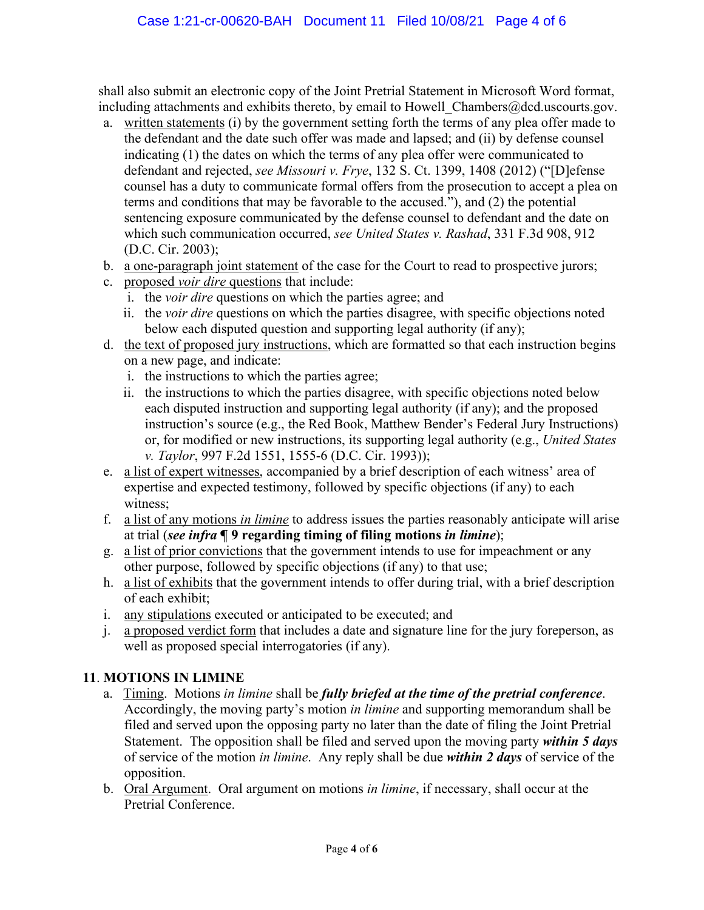shall also submit an electronic copy of the Joint Pretrial Statement in Microsoft Word format, including attachments and exhibits thereto, by email to Howell_Chambers@dcd.uscourts.gov.

a. <u>written statements</u> (i) by the government setting forth the terms of any plea offer made to the defendant and the date such offer was made and lapsed; and (ii) by defense counsel indicating (1) the dates on which the terms of any plea offer were communicated to defendant and rejected, *see Missouri v. Frye*, 132 S. Ct. 1399, 1408 (2012) ("[D]efense counsel has a duty to communicate formal offers from the prosecution to accept a plea on terms and conditions that may be favorable to the accused."), and (2) the potential sentencing exposure communicated by the defense counsel to defendant and the date on which such communication occurred, *see United States v. Rashad*, 331 F.3d 908, 912 (D.C. Cir. 2003);
b. <u>a one-paragraph joint statement</u> of the case for the Court to read to prospective jurors;
c. <u>proposed *voir dire* questions</u> that include:
   i. the *voir dire* questions on which the parties agree; and
   ii. the *voir dire* questions on which the parties disagree, with specific objections noted below each disputed question and supporting legal authority (if any);
d. <u>the text of proposed jury instructions</u>, which are formatted so that each instruction begins on a new page, and indicate:
   i. the instructions to which the parties agree;
   ii. the instructions to which the parties disagree, with specific objections noted below each disputed instruction and supporting legal authority (if any); and the proposed instruction's source (e.g., the Red Book, Matthew Bender's Federal Jury Instructions) or, for modified or new instructions, its supporting legal authority (e.g., *United States v. Taylor*, 997 F.2d 1551, 1555-6 (D.C. Cir. 1993));
e. <u>a list of expert witnesses</u>, accompanied by a brief description of each witness' area of expertise and expected testimony, followed by specific objections (if any) to each witness;
f. <u>a list of any motions *in limine*</u> to address issues the parties reasonably anticipate will arise at trial (***see infra* ¶ 9 regarding timing of filing motions *in limine***);
g. <u>a list of prior convictions</u> that the government intends to use for impeachment or any other purpose, followed by specific objections (if any) to that use;
h. <u>a list of exhibits</u> that the government intends to offer during trial, with a brief description of each exhibit;
i. <u>any stipulations</u> executed or anticipated to be executed; and
j. <u>a proposed verdict form</u> that includes a date and signature line for the jury foreperson, as well as proposed special interrogatories (if any).

**11. MOTIONS IN LIMINE**

a. <u>Timing</u>. Motions *in limine* shall be ***fully briefed at the time of the pretrial conference***. Accordingly, the moving party's motion *in limine* and supporting memorandum shall be filed and served upon the opposing party no later than the date of filing the Joint Pretrial Statement. The opposition shall be filed and served upon the moving party ***within 5 days*** of service of the motion *in limine*. Any reply shall be due ***within 2 days*** of service of the opposition.
b. <u>Oral Argument</u>. Oral argument on motions *in limine*, if necessary, shall occur at the Pretrial Conference.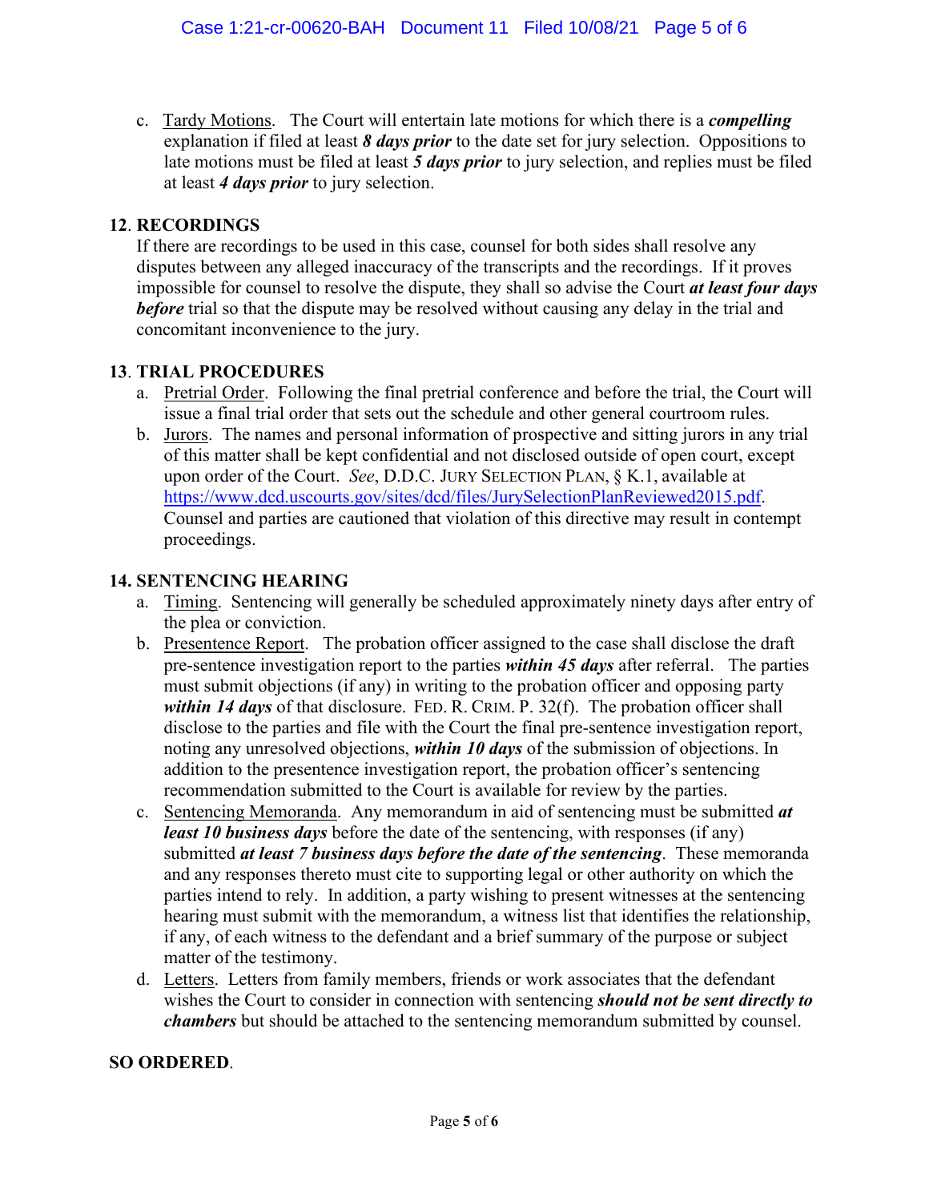c. Tardy Motions. The Court will entertain late motions for which there is a ***compelling*** explanation if filed at least ***8 days prior*** to the date set for jury selection. Oppositions to late motions must be filed at least ***5 days prior*** to jury selection, and replies must be filed at least ***4 days prior*** to jury selection.

## 12. RECORDINGS

If there are recordings to be used in this case, counsel for both sides shall resolve any disputes between any alleged inaccuracy of the transcripts and the recordings. If it proves impossible for counsel to resolve the dispute, they shall so advise the Court ***at least four days before*** trial so that the dispute may be resolved without causing any delay in the trial and concomitant inconvenience to the jury.

## 13. TRIAL PROCEDURES

a. Pretrial Order. Following the final pretrial conference and before the trial, the Court will issue a final trial order that sets out the schedule and other general courtroom rules.

b. Jurors. The names and personal information of prospective and sitting jurors in any trial of this matter shall be kept confidential and not disclosed outside of open court, except upon order of the Court. *See*, D.D.C. JURY SELECTION PLAN, § K.1, available at https://www.dcd.uscourts.gov/sites/dcd/files/JurySelectionPlanReviewed2015.pdf. Counsel and parties are cautioned that violation of this directive may result in contempt proceedings.

## 14. SENTENCING HEARING

a. Timing. Sentencing will generally be scheduled approximately ninety days after entry of the plea or conviction.

b. Presentence Report. The probation officer assigned to the case shall disclose the draft pre-sentence investigation report to the parties ***within 45 days*** after referral. The parties must submit objections (if any) in writing to the probation officer and opposing party ***within 14 days*** of that disclosure. FED. R. CRIM. P. 32(f). The probation officer shall disclose to the parties and file with the Court the final pre-sentence investigation report, noting any unresolved objections, ***within 10 days*** of the submission of objections. In addition to the presentence investigation report, the probation officer's sentencing recommendation submitted to the Court is available for review by the parties.

c. Sentencing Memoranda. Any memorandum in aid of sentencing must be submitted ***at least 10 business days*** before the date of the sentencing, with responses (if any) submitted ***at least 7 business days before the date of the sentencing***. These memoranda and any responses thereto must cite to supporting legal or other authority on which the parties intend to rely. In addition, a party wishing to present witnesses at the sentencing hearing must submit with the memorandum, a witness list that identifies the relationship, if any, of each witness to the defendant and a brief summary of the purpose or subject matter of the testimony.

d. Letters. Letters from family members, friends or work associates that the defendant wishes the Court to consider in connection with sentencing ***should not be sent directly to chambers*** but should be attached to the sentencing memorandum submitted by counsel.

**SO ORDERED**.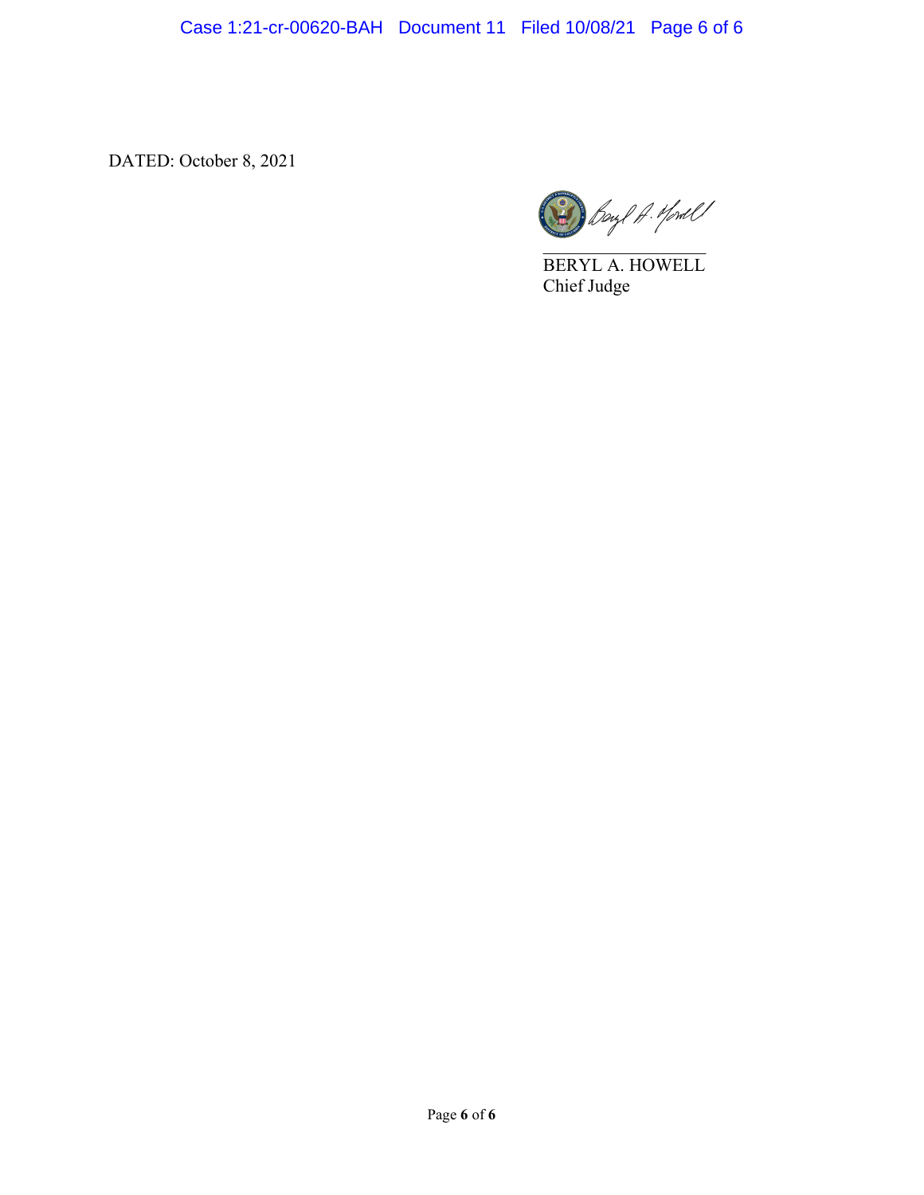DATED: October 8, 2021

BERYL A. HOWELL
Chief Judge